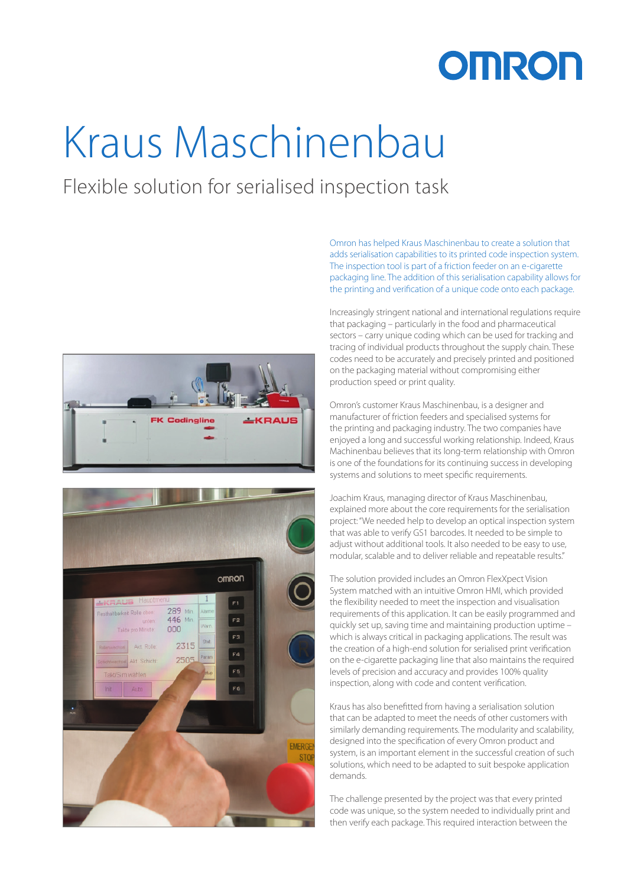# Kraus Maschinenbau

## Flexible solution for serialised inspection task

Omron has helped Kraus Maschinenbau to create a solution that adds serialisation capabilities to its printed code inspection system. The inspection tool is part of a friction feeder on an e-cigarette packaging line. The addition of this serialisation capability allows for the printing and verification of a unique code onto each package.

Increasingly stringent national and international regulations require that packaging – particularly in the food and pharmaceutical sectors – carry unique coding which can be used for tracking and tracing of individual products throughout the supply chain. These codes need to be accurately and precisely printed and positioned on the packaging material without compromising either production speed or print quality.

Omron's customer Kraus Maschinenbau, is a designer and manufacturer of friction feeders and specialised systems for the printing and packaging industry. The two companies have enjoyed a long and successful working relationship. Indeed, Kraus Machinenbau believes that its long-term relationship with Omron is one of the foundations for its continuing success in developing systems and solutions to meet specific requirements.

Joachim Kraus, managing director of Kraus Maschinenbau, explained more about the core requirements for the serialisation project: "We needed help to develop an optical inspection system that was able to verify GS1 barcodes. It needed to be simple to adjust without additional tools. It also needed to be easy to use, modular, scalable and to deliver reliable and repeatable results."

The solution provided includes an Omron FlexXpect Vision System matched with an intuitive Omron HMI, which provided the flexibility needed to meet the inspection and visualisation requirements of this application. It can be easily programmed and quickly set up, saving time and maintaining production uptime – which is always critical in packaging applications. The result was the creation of a high-end solution for serialised print verification on the e-cigarette packaging line that also maintains the required levels of precision and accuracy and provides 100% quality inspection, along with code and content verification.

Kraus has also benefitted from having a serialisation solution that can be adapted to meet the needs of other customers with similarly demanding requirements. The modularity and scalability, designed into the specification of every Omron product and system, is an important element in the successful creation of such solutions, which need to be adapted to suit bespoke application demands.

The challenge presented by the project was that every printed code was unique, so the system needed to individually print and then verify each package. This required interaction between the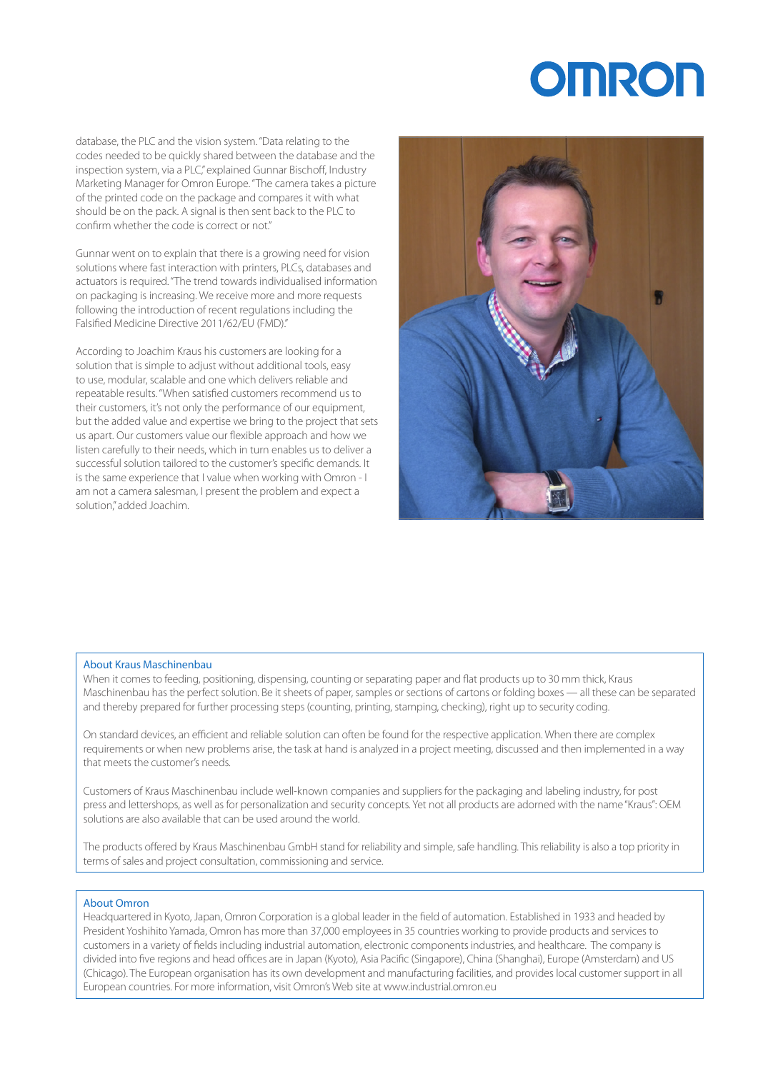database, the PLC and the vision system. "Data relating to the codes needed to be quickly shared between the database and the inspection system, via a PLC," explained Gunnar Bischoff, Industry Marketing Manager for Omron Europe. "The camera takes a picture of the printed code on the package and compares it with what should be on the pack. A signal is then sent back to the PLC to confirm whether the code is correct or not."

Gunnar went on to explain that there is a growing need for vision solutions where fast interaction with printers, PLCs, databases and actuators is required. "The trend towards individualised information on packaging is increasing. We receive more and more requests following the introduction of recent regulations including the Falsified Medicine Directive 2011/62/EU (FMD)."

According to Joachim Kraus his customers are looking for a solution that is simple to adjust without additional tools, easy to use, modular, scalable and one which delivers reliable and repeatable results. "When satisfied customers recommend us to their customers, it's not only the performance of our equipment, but the added value and expertise we bring to the project that sets us apart. Our customers value our flexible approach and how we listen carefully to their needs, which in turn enables us to deliver a successful solution tailored to the customer's specific demands. It is the same experience that I value when working with Omron - I am not a camera salesman, I present the problem and expect a solution," added Joachim.

## About Kraus Maschinenbau

When it comes to feeding, positioning, dispensing, counting or separating paper and flat products up to 30 mm thick, Kraus Maschinenbau has the perfect solution. Be it sheets of paper, samples or sections of cartons or folding boxes — all these can be separated and thereby prepared for further processing steps (counting, printing, stamping, checking), right up to security coding.

On standard devices, an efficient and reliable solution can often be found for the respective application. When there are complex requirements or when new problems arise, the task at hand is analyzed in a project meeting, discussed and then implemented in a way that meets the customer's needs.

Customers of Kraus Maschinenbau include well-known companies and suppliers for the packaging and labeling industry, for post press and lettershops, as well as for personalization and security concepts. Yet not all products are adorned with the name "Kraus": OEM solutions are also available that can be used around the world.

The products offered by Kraus Maschinenbau GmbH stand for reliability and simple, safe handling. This reliability is also a top priority in terms of sales and project consultation, commissioning and service.

## About Omron

Headquartered in Kyoto, Japan, Omron Corporation is a global leader in the field of automation. Established in 1933 and headed by President Yoshihito Yamada, Omron has more than 37,000 employees in 35 countries working to provide products and services to customers in a variety of fields including industrial automation, electronic components industries, and healthcare. The company is divided into five regions and head offices are in Japan (Kyoto), Asia Pacific (Singapore), China (Shanghai), Europe (Amsterdam) and US (Chicago). The European organisation has its own development and manufacturing facilities, and provides local customer support in all European countries. For more information, visit Omron's Web site at www.industrial.omron.eu